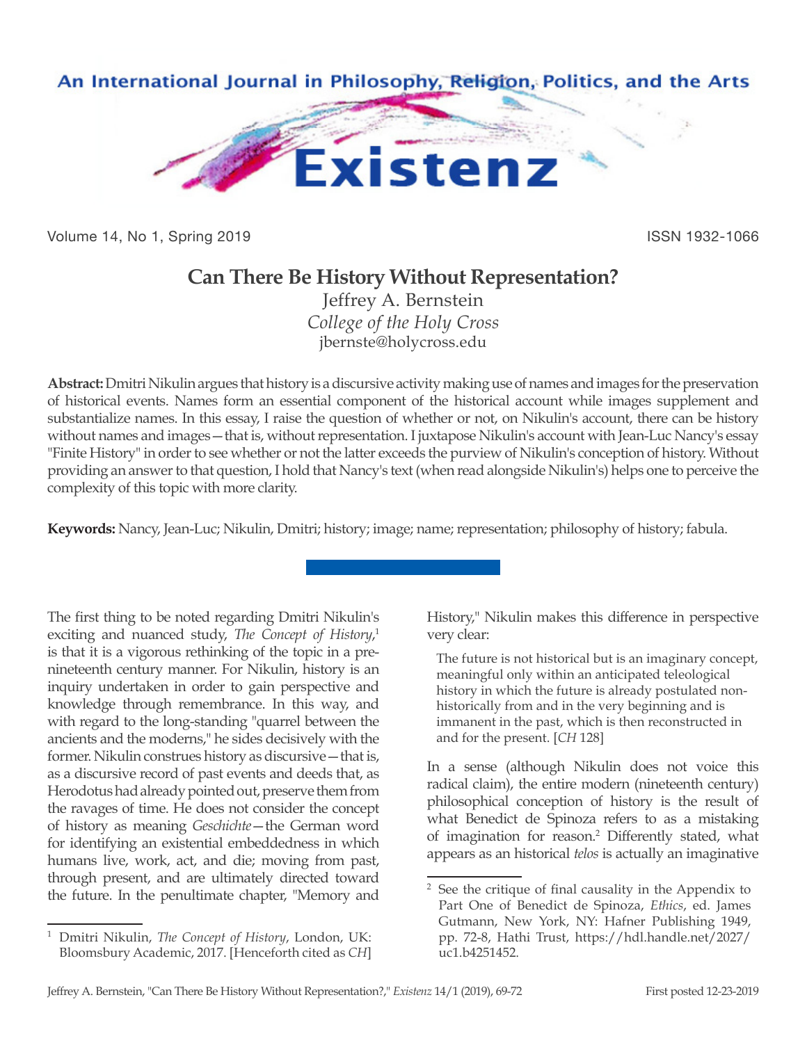# Can There Be History Without Representation?

Jeffrey A. Bernstein
*College of the Holy Cross*
jbernste@holycross.edu

**Abstract:** Dmitri Nikulin argues that history is a discursive activity making use of names and images for the preservation of historical events. Names form an essential component of the historical account while images supplement and substantialize names. In this essay, I raise the question of whether or not, on Nikulin's account, there can be history without names and images—that is, without representation. I juxtapose Nikulin's account with Jean-Luc Nancy's essay "Finite History" in order to see whether or not the latter exceeds the purview of Nikulin's conception of history. Without providing an answer to that question, I hold that Nancy's text (when read alongside Nikulin's) helps one to perceive the complexity of this topic with more clarity.

**Keywords:** Nancy, Jean-Luc; Nikulin, Dmitri; history; image; name; representation; philosophy of history; fabula.

---

The first thing to be noted regarding Dmitri Nikulin's exciting and nuanced study, *The Concept of History*,[1] is that it is a vigorous rethinking of the topic in a pre-nineteenth century manner. For Nikulin, history is an inquiry undertaken in order to gain perspective and knowledge through remembrance. In this way, and with regard to the long-standing "quarrel between the ancients and the moderns," he sides decisively with the former. Nikulin construes history as discursive—that is, as a discursive record of past events and deeds that, as Herodotus had already pointed out, preserve them from the ravages of time. He does not consider the concept of history as meaning *Geschichte*—the German word for identifying an existential embeddedness in which humans live, work, act, and die; moving from past, through present, and are ultimately directed toward the future. In the penultimate chapter, "Memory and History," Nikulin makes this difference in perspective very clear:

> The future is not historical but is an imaginary concept, meaningful only within an anticipated teleological history in which the future is already postulated non-historically from and in the very beginning and is immanent in the past, which is then reconstructed in and for the present. [*CH* 128]

In a sense (although Nikulin does not voice this radical claim), the entire modern (nineteenth century) philosophical conception of history is the result of what Benedict de Spinoza refers to as a mistaking of imagination for reason.[2] Differently stated, what appears as an historical *telos* is actually an imaginative

---

[1] Dmitri Nikulin, *The Concept of History*, London, UK: Bloomsbury Academic, 2017. [Henceforth cited as *CH*]

[2] See the critique of final causality in the Appendix to Part One of Benedict de Spinoza, *Ethics*, ed. James Gutmann, New York, NY: Hafner Publishing 1949, pp. 72-8, Hathi Trust, https://hdl.handle.net/2027/uc1.b4251452.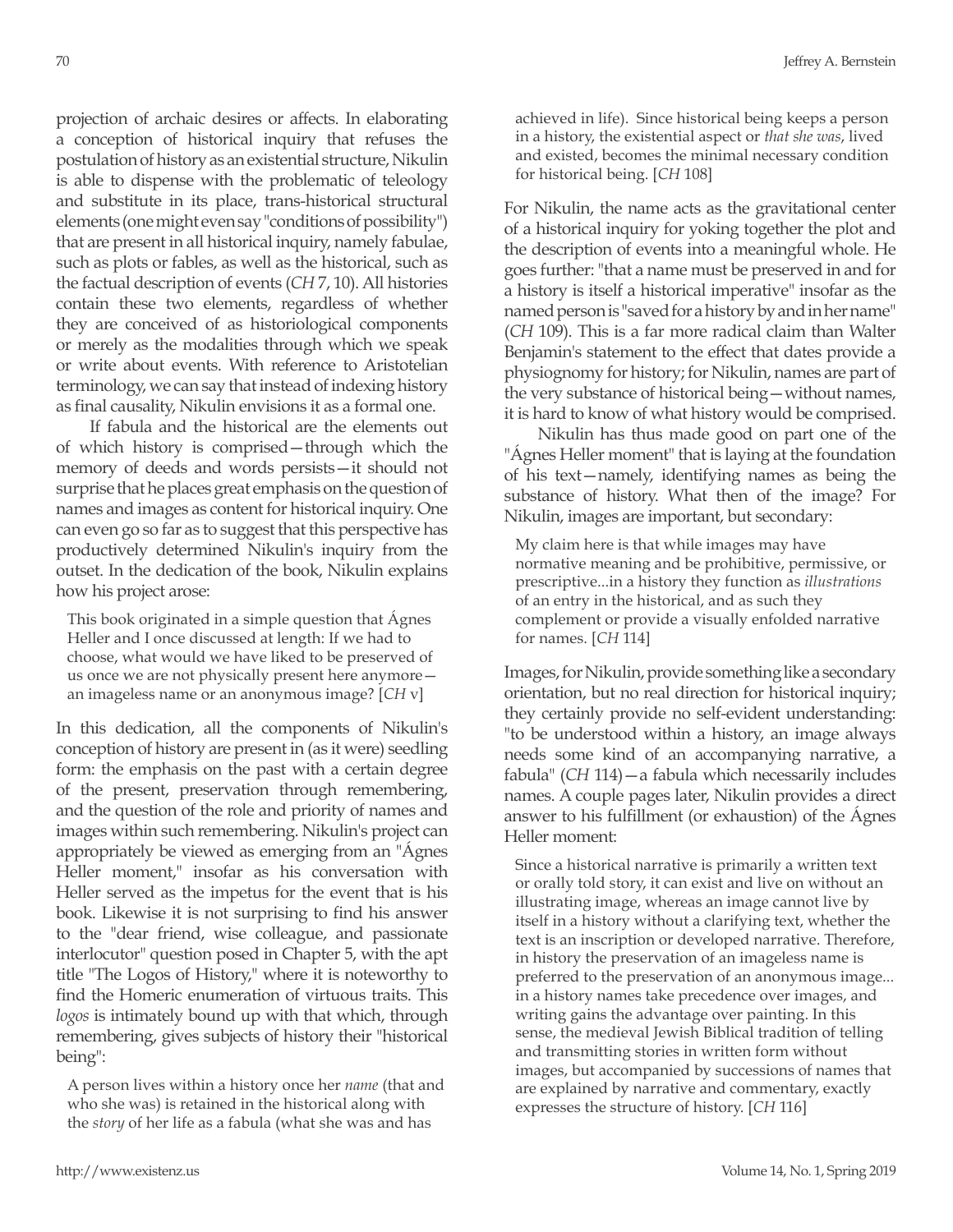projection of archaic desires or affects. In elaborating a conception of historical inquiry that refuses the postulation of history as an existential structure, Nikulin is able to dispense with the problematic of teleology and substitute in its place, trans-historical structural elements (one might even say "conditions of possibility") that are present in all historical inquiry, namely fabulae, such as plots or fables, as well as the historical, such as the factual description of events (*CH* 7, 10). All histories contain these two elements, regardless of whether they are conceived of as historiological components or merely as the modalities through which we speak or write about events. With reference to Aristotelian terminology, we can say that instead of indexing history as final causality, Nikulin envisions it as a formal one.

If fabula and the historical are the elements out of which history is comprised—through which the memory of deeds and words persists—it should not surprise that he places great emphasis on the question of names and images as content for historical inquiry. One can even go so far as to suggest that this perspective has productively determined Nikulin's inquiry from the outset. In the dedication of the book, Nikulin explains how his project arose:

> This book originated in a simple question that Ágnes Heller and I once discussed at length: If we had to choose, what would we have liked to be preserved of us once we are not physically present here anymore—an imageless name or an anonymous image? [*CH* v]

In this dedication, all the components of Nikulin's conception of history are present in (as it were) seedling form: the emphasis on the past with a certain degree of the present, preservation through remembering, and the question of the role and priority of names and images within such remembering. Nikulin's project can appropriately be viewed as emerging from an "Ágnes Heller moment," insofar as his conversation with Heller served as the impetus for the event that is his book. Likewise it is not surprising to find his answer to the "dear friend, wise colleague, and passionate interlocutor" question posed in Chapter 5, with the apt title "The Logos of History," where it is noteworthy to find the Homeric enumeration of virtuous traits. This *logos* is intimately bound up with that which, through remembering, gives subjects of history their "historical being":

> A person lives within a history once her *name* (that and who she was) is retained in the historical along with the *story* of her life as a fabula (what she was and has achieved in life). Since historical being keeps a person in a history, the existential aspect or *that she was*, lived and existed, becomes the minimal necessary condition for historical being. [*CH* 108]

For Nikulin, the name acts as the gravitational center of a historical inquiry for yoking together the plot and the description of events into a meaningful whole. He goes further: "that a name must be preserved in and for a history is itself a historical imperative" insofar as the named person is "saved for a history by and in her name" (*CH* 109). This is a far more radical claim than Walter Benjamin's statement to the effect that dates provide a physiognomy for history; for Nikulin, names are part of the very substance of historical being—without names, it is hard to know of what history would be comprised.

Nikulin has thus made good on part one of the "Ágnes Heller moment" that is laying at the foundation of his text—namely, identifying names as being the substance of history. What then of the image? For Nikulin, images are important, but secondary:

> My claim here is that while images may have normative meaning and be prohibitive, permissive, or prescriptive...in a history they function as *illustrations* of an entry in the historical, and as such they complement or provide a visually enfolded narrative for names. [*CH* 114]

Images, for Nikulin, provide something like a secondary orientation, but no real direction for historical inquiry; they certainly provide no self-evident understanding: "to be understood within a history, an image always needs some kind of an accompanying narrative, a fabula" (*CH* 114)—a fabula which necessarily includes names. A couple pages later, Nikulin provides a direct answer to his fulfillment (or exhaustion) of the Ágnes Heller moment:

> Since a historical narrative is primarily a written text or orally told story, it can exist and live on without an illustrating image, whereas an image cannot live by itself in a history without a clarifying text, whether the text is an inscription or developed narrative. Therefore, in history the preservation of an imageless name is preferred to the preservation of an anonymous image... in a history names take precedence over images, and writing gains the advantage over painting. In this sense, the medieval Jewish Biblical tradition of telling and transmitting stories in written form without images, but accompanied by successions of names that are explained by narrative and commentary, exactly expresses the structure of history. [*CH* 116]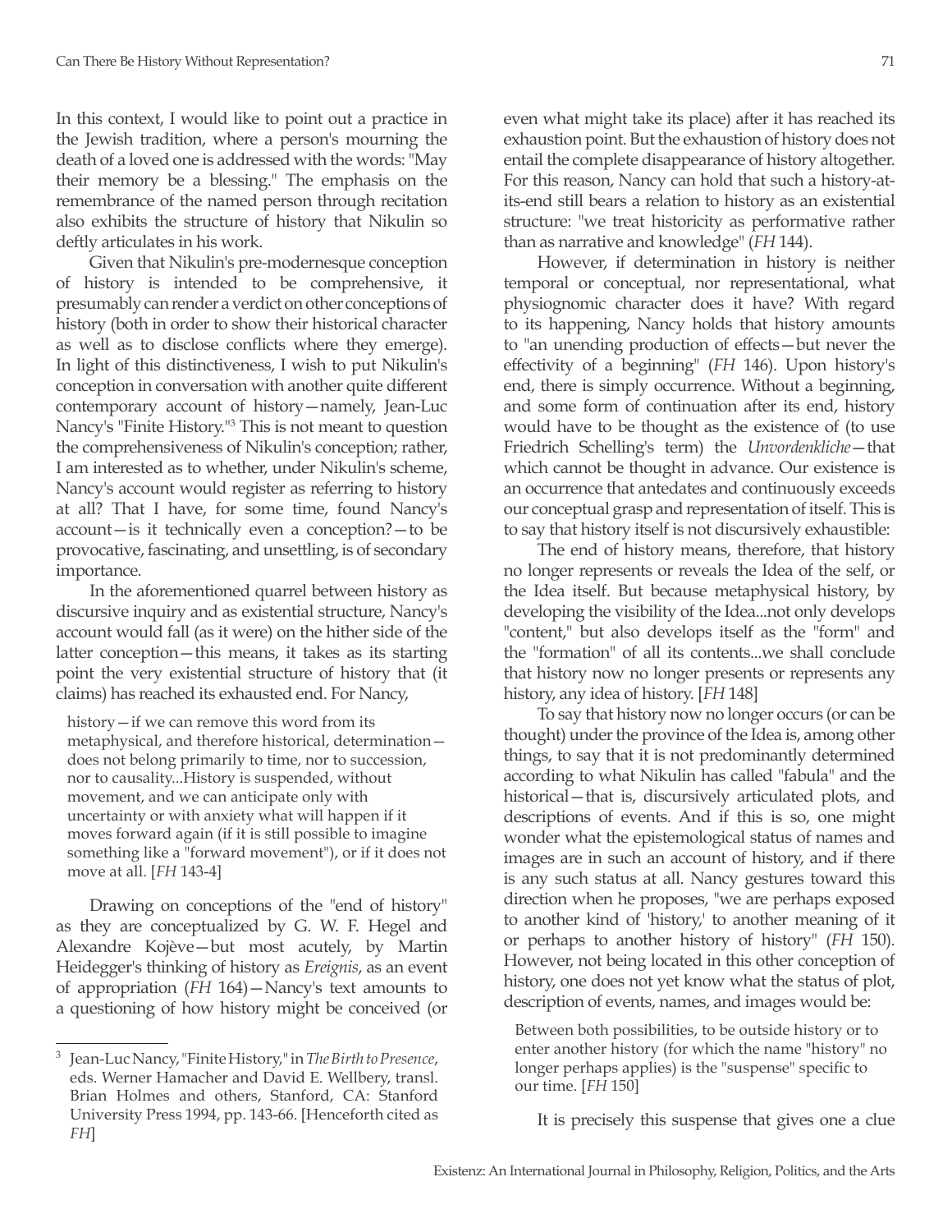In this context, I would like to point out a practice in the Jewish tradition, where a person's mourning the death of a loved one is addressed with the words: "May their memory be a blessing." The emphasis on the remembrance of the named person through recitation also exhibits the structure of history that Nikulin so deftly articulates in his work.

Given that Nikulin's pre-modernesque conception of history is intended to be comprehensive, it presumably can render a verdict on other conceptions of history (both in order to show their historical character as well as to disclose conflicts where they emerge). In light of this distinctiveness, I wish to put Nikulin's conception in conversation with another quite different contemporary account of history—namely, Jean-Luc Nancy's "Finite History."[3] This is not meant to question the comprehensiveness of Nikulin's conception; rather, I am interested as to whether, under Nikulin's scheme, Nancy's account would register as referring to history at all? That I have, for some time, found Nancy's account—is it technically even a conception?—to be provocative, fascinating, and unsettling, is of secondary importance.

In the aforementioned quarrel between history as discursive inquiry and as existential structure, Nancy's account would fall (as it were) on the hither side of the latter conception—this means, it takes as its starting point the very existential structure of history that (it claims) has reached its exhausted end. For Nancy,

> history—if we can remove this word from its metaphysical, and therefore historical, determination—does not belong primarily to time, nor to succession, nor to causality...History is suspended, without movement, and we can anticipate only with uncertainty or with anxiety what will happen if it moves forward again (if it is still possible to imagine something like a "forward movement"), or if it does not move at all. [*FH* 143-4]

Drawing on conceptions of the "end of history" as they are conceptualized by G. W. F. Hegel and Alexandre Kojève—but most acutely, by Martin Heidegger's thinking of history as *Ereignis*, as an event of appropriation (*FH* 164)—Nancy's text amounts to a questioning of how history might be conceived (or even what might take its place) after it has reached its exhaustion point. But the exhaustion of history does not entail the complete disappearance of history altogether. For this reason, Nancy can hold that such a history-at-its-end still bears a relation to history as an existential structure: "we treat historicity as performative rather than as narrative and knowledge" (*FH* 144).

However, if determination in history is neither temporal or conceptual, nor representational, what physiognomic character does it have? With regard to its happening, Nancy holds that history amounts to "an unending production of effects—but never the effectivity of a beginning" (*FH* 146). Upon history's end, there is simply occurrence. Without a beginning, and some form of continuation after its end, history would have to be thought as the existence of (to use Friedrich Schelling's term) the *Unvordenkliche*—that which cannot be thought in advance. Our existence is an occurrence that antedates and continuously exceeds our conceptual grasp and representation of itself. This is to say that history itself is not discursively exhaustible:

> The end of history means, therefore, that history no longer represents or reveals the Idea of the self, or the Idea itself. But because metaphysical history, by developing the visibility of the Idea...not only develops "content," but also develops itself as the "form" and the "formation" of all its contents...we shall conclude that history now no longer presents or represents any history, any idea of history. [*FH* 148]

To say that history now no longer occurs (or can be thought) under the province of the Idea is, among other things, to say that it is not predominantly determined according to what Nikulin has called "fabula" and the historical—that is, discursively articulated plots, and descriptions of events. And if this is so, one might wonder what the epistemological status of names and images are in such an account of history, and if there is any such status at all. Nancy gestures toward this direction when he proposes, "we are perhaps exposed to another kind of 'history,' to another meaning of it or perhaps to another history of history" (*FH* 150). However, not being located in this other conception of history, one does not yet know what the status of plot, description of events, names, and images would be:

> Between both possibilities, to be outside history or to enter another history (for which the name "history" no longer perhaps applies) is the "suspense" specific to our time. [*FH* 150]

It is precisely this suspense that gives one a clue

---

[3] Jean-Luc Nancy, "Finite History," in *The Birth to Presence*, eds. Werner Hamacher and David E. Wellbery, transl. Brian Holmes and others, Stanford, CA: Stanford University Press 1994, pp. 143-66. [Henceforth cited as *FH*]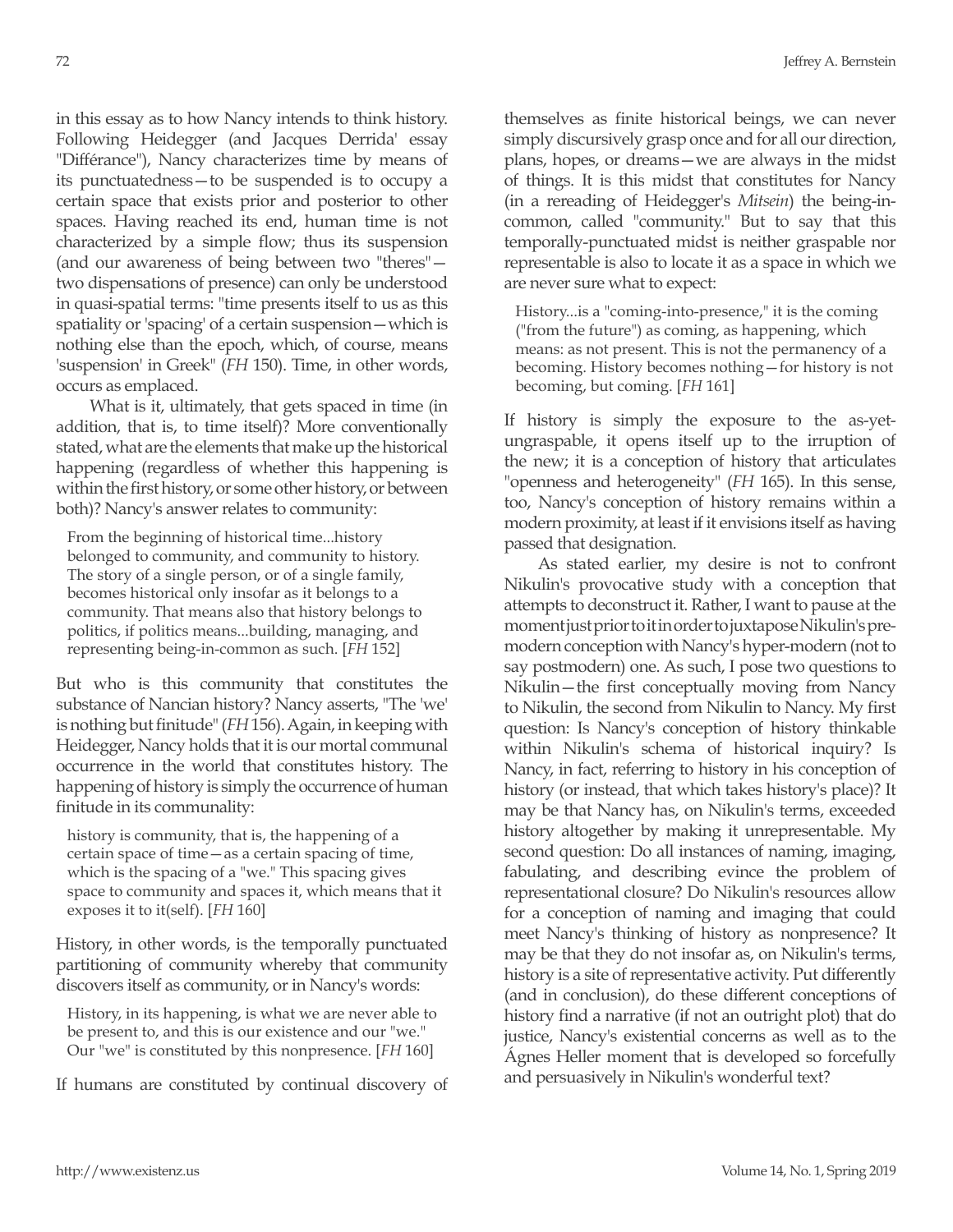in this essay as to how Nancy intends to think history. Following Heidegger (and Jacques Derrida' essay "Différance"), Nancy characterizes time by means of its punctuatedness—to be suspended is to occupy a certain space that exists prior and posterior to other spaces. Having reached its end, human time is not characterized by a simple flow; thus its suspension (and our awareness of being between two "theres"—two dispensations of presence) can only be understood in quasi-spatial terms: "time presents itself to us as this spatiality or 'spacing' of a certain suspension—which is nothing else than the epoch, which, of course, means 'suspension' in Greek" (*FH* 150). Time, in other words, occurs as emplaced.

What is it, ultimately, that gets spaced in time (in addition, that is, to time itself)? More conventionally stated, what are the elements that make up the historical happening (regardless of whether this happening is within the first history, or some other history, or between both)? Nancy's answer relates to community:

> From the beginning of historical time...history belonged to community, and community to history. The story of a single person, or of a single family, becomes historical only insofar as it belongs to a community. That means also that history belongs to politics, if politics means...building, managing, and representing being-in-common as such. [*FH* 152]

But who is this community that constitutes the substance of Nancian history? Nancy asserts, "The 'we' is nothing but finitude" (*FH* 156). Again, in keeping with Heidegger, Nancy holds that it is our mortal communal occurrence in the world that constitutes history. The happening of history is simply the occurrence of human finitude in its communality:

> history is community, that is, the happening of a certain space of time—as a certain spacing of time, which is the spacing of a "we." This spacing gives space to community and spaces it, which means that it exposes it to it(self). [*FH* 160]

History, in other words, is the temporally punctuated partitioning of community whereby that community discovers itself as community, or in Nancy's words:

> History, in its happening, is what we are never able to be present to, and this is our existence and our "we." Our "we" is constituted by this nonpresence. [*FH* 160]

If humans are constituted by continual discovery of themselves as finite historical beings, we can never simply discursively grasp once and for all our direction, plans, hopes, or dreams—we are always in the midst of things. It is this midst that constitutes for Nancy (in a rereading of Heidegger's *Mitsein*) the being-in-common, called "community." But to say that this temporally-punctuated midst is neither graspable nor representable is also to locate it as a space in which we are never sure what to expect:

> History...is a "coming-into-presence," it is the coming ("from the future") as coming, as happening, which means: as not present. This is not the permanency of a becoming. History becomes nothing—for history is not becoming, but coming. [*FH* 161]

If history is simply the exposure to the as-yet-ungraspable, it opens itself up to the irruption of the new; it is a conception of history that articulates "openness and heterogeneity" (*FH* 165). In this sense, too, Nancy's conception of history remains within a modern proximity, at least if it envisions itself as having passed that designation.

As stated earlier, my desire is not to confront Nikulin's provocative study with a conception that attempts to deconstruct it. Rather, I want to pause at the moment just prior to it in order to juxtapose Nikulin's pre-modern conception with Nancy's hyper-modern (not to say postmodern) one. As such, I pose two questions to Nikulin—the first conceptually moving from Nancy to Nikulin, the second from Nikulin to Nancy. My first question: Is Nancy's conception of history thinkable within Nikulin's schema of historical inquiry? Is Nancy, in fact, referring to history in his conception of history (or instead, that which takes history's place)? It may be that Nancy has, on Nikulin's terms, exceeded history altogether by making it unrepresentable. My second question: Do all instances of naming, imaging, fabulating, and describing evince the problem of representational closure? Do Nikulin's resources allow for a conception of naming and imaging that could meet Nancy's thinking of history as nonpresence? It may be that they do not insofar as, on Nikulin's terms, history is a site of representative activity. Put differently (and in conclusion), do these different conceptions of history find a narrative (if not an outright plot) that do justice, Nancy's existential concerns as well as to the Ágnes Heller moment that is developed so forcefully and persuasively in Nikulin's wonderful text?